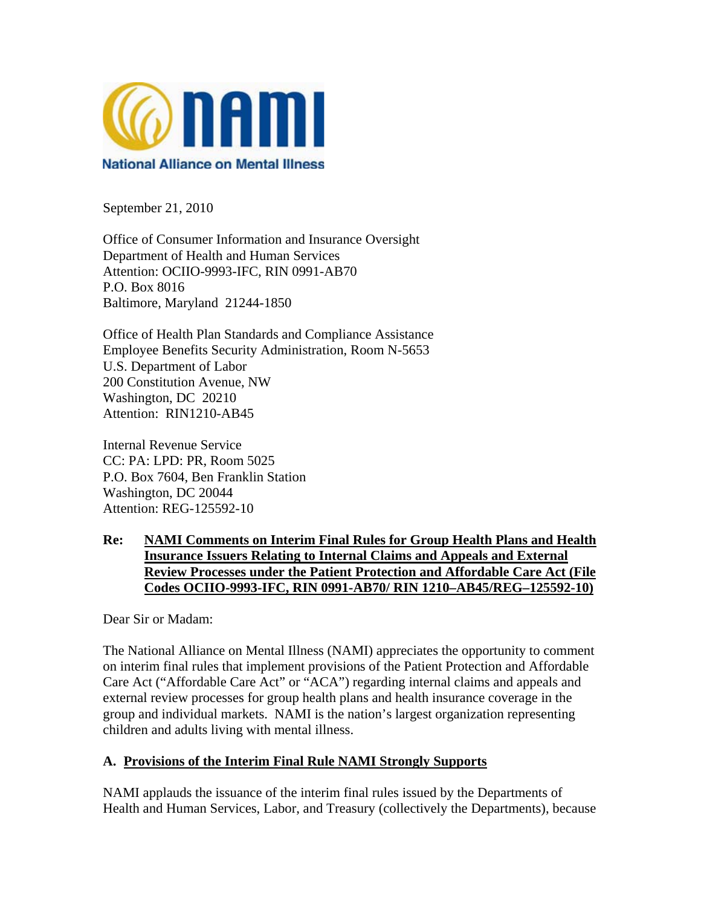**National Alliance on Mental Illness**

September 21, 2010

Office of Consumer Information and Insurance Oversight
Department of Health and Human Services
Attention: OCIIO-9993-IFC, RIN 0991-AB70
P.O. Box 8016
Baltimore, Maryland 21244-1850

Office of Health Plan Standards and Compliance Assistance
Employee Benefits Security Administration, Room N-5653
U.S. Department of Labor
200 Constitution Avenue, NW
Washington, DC 20210
Attention: RIN1210-AB45

Internal Revenue Service
CC: PA: LPD: PR, Room 5025
P.O. Box 7604, Ben Franklin Station
Washington, DC 20044
Attention: REG-125592-10

**Re: NAMI Comments on Interim Final Rules for Group Health Plans and Health Insurance Issuers Relating to Internal Claims and Appeals and External Review Processes under the Patient Protection and Affordable Care Act (File Codes OCIIO-9993-IFC, RIN 0991-AB70/ RIN 1210–AB45/REG–125592-10)**

Dear Sir or Madam:

The National Alliance on Mental Illness (NAMI) appreciates the opportunity to comment on interim final rules that implement provisions of the Patient Protection and Affordable Care Act ("Affordable Care Act" or "ACA") regarding internal claims and appeals and external review processes for group health plans and health insurance coverage in the group and individual markets. NAMI is the nation's largest organization representing children and adults living with mental illness.

## A. Provisions of the Interim Final Rule NAMI Strongly Supports

NAMI applauds the issuance of the interim final rules issued by the Departments of Health and Human Services, Labor, and Treasury (collectively the Departments), because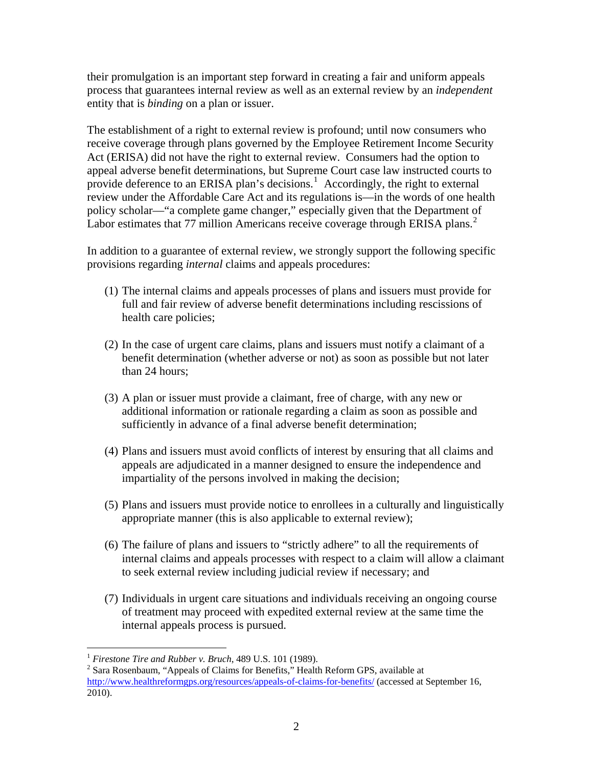their promulgation is an important step forward in creating a fair and uniform appeals process that guarantees internal review as well as an external review by an *independent* entity that is *binding* on a plan or issuer.

The establishment of a right to external review is profound; until now consumers who receive coverage through plans governed by the Employee Retirement Income Security Act (ERISA) did not have the right to external review. Consumers had the option to appeal adverse benefit determinations, but Supreme Court case law instructed courts to provide deference to an ERISA plan's decisions.[1] Accordingly, the right to external review under the Affordable Care Act and its regulations is—in the words of one health policy scholar—"a complete game changer," especially given that the Department of Labor estimates that 77 million Americans receive coverage through ERISA plans.[2]

In addition to a guarantee of external review, we strongly support the following specific provisions regarding *internal* claims and appeals procedures:

(1) The internal claims and appeals processes of plans and issuers must provide for full and fair review of adverse benefit determinations including rescissions of health care policies;

(2) In the case of urgent care claims, plans and issuers must notify a claimant of a benefit determination (whether adverse or not) as soon as possible but not later than 24 hours;

(3) A plan or issuer must provide a claimant, free of charge, with any new or additional information or rationale regarding a claim as soon as possible and sufficiently in advance of a final adverse benefit determination;

(4) Plans and issuers must avoid conflicts of interest by ensuring that all claims and appeals are adjudicated in a manner designed to ensure the independence and impartiality of the persons involved in making the decision;

(5) Plans and issuers must provide notice to enrollees in a culturally and linguistically appropriate manner (this is also applicable to external review);

(6) The failure of plans and issuers to "strictly adhere" to all the requirements of internal claims and appeals processes with respect to a claim will allow a claimant to seek external review including judicial review if necessary; and

(7) Individuals in urgent care situations and individuals receiving an ongoing course of treatment may proceed with expedited external review at the same time the internal appeals process is pursued.

---

[1] *Firestone Tire and Rubber v. Bruch*, 489 U.S. 101 (1989).

[2] Sara Rosenbaum, "Appeals of Claims for Benefits," Health Reform GPS, available at http://www.healthreformgps.org/resources/appeals-of-claims-for-benefits/ (accessed at September 16, 2010).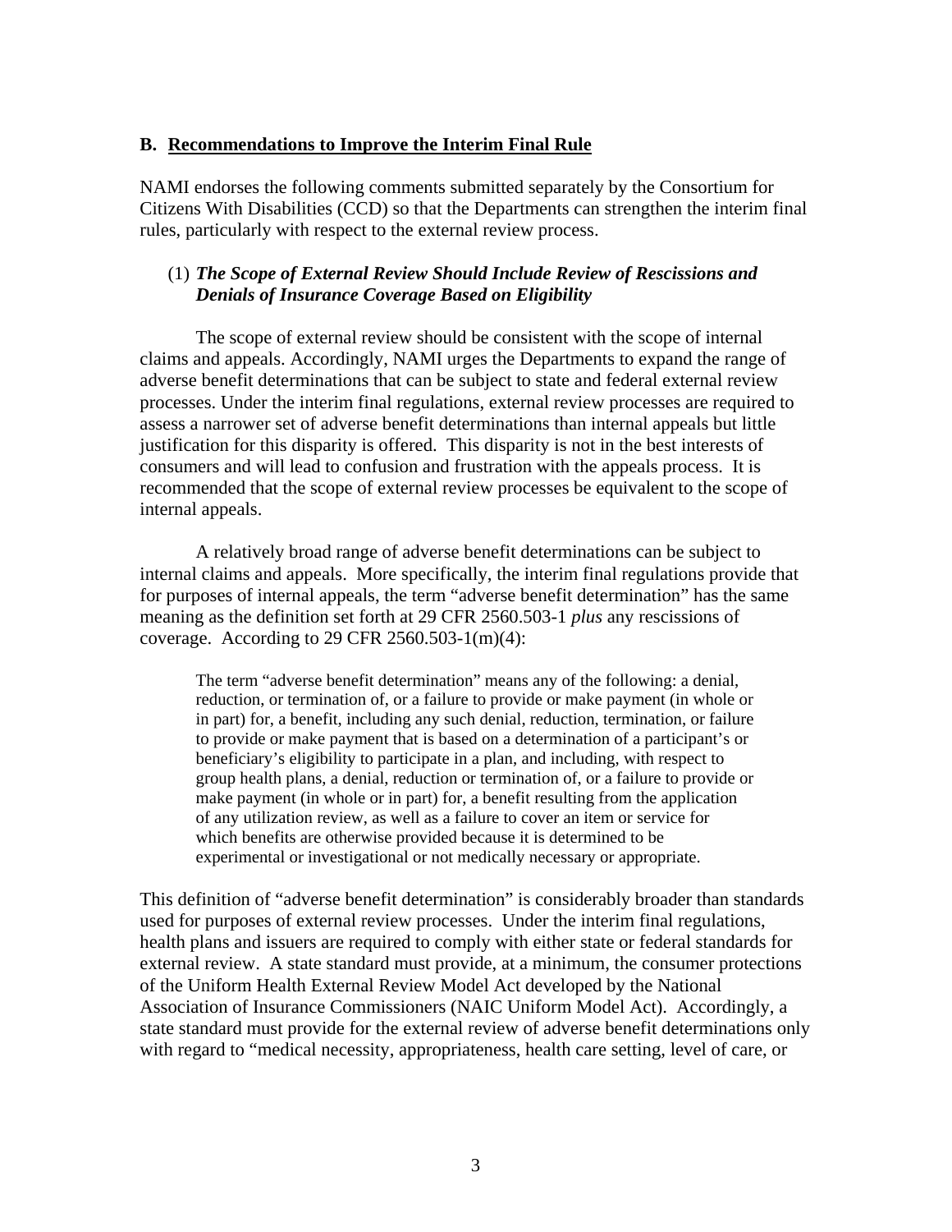### B. Recommendations to Improve the Interim Final Rule

NAMI endorses the following comments submitted separately by the Consortium for Citizens With Disabilities (CCD) so that the Departments can strengthen the interim final rules, particularly with respect to the external review process.

(1) ***The Scope of External Review Should Include Review of Rescissions and Denials of Insurance Coverage Based on Eligibility***

The scope of external review should be consistent with the scope of internal claims and appeals. Accordingly, NAMI urges the Departments to expand the range of adverse benefit determinations that can be subject to state and federal external review processes. Under the interim final regulations, external review processes are required to assess a narrower set of adverse benefit determinations than internal appeals but little justification for this disparity is offered. This disparity is not in the best interests of consumers and will lead to confusion and frustration with the appeals process. It is recommended that the scope of external review processes be equivalent to the scope of internal appeals.

A relatively broad range of adverse benefit determinations can be subject to internal claims and appeals. More specifically, the interim final regulations provide that for purposes of internal appeals, the term "adverse benefit determination" has the same meaning as the definition set forth at 29 CFR 2560.503-1 *plus* any rescissions of coverage. According to 29 CFR 2560.503-1(m)(4):

> The term "adverse benefit determination" means any of the following: a denial, reduction, or termination of, or a failure to provide or make payment (in whole or in part) for, a benefit, including any such denial, reduction, termination, or failure to provide or make payment that is based on a determination of a participant's or beneficiary's eligibility to participate in a plan, and including, with respect to group health plans, a denial, reduction or termination of, or a failure to provide or make payment (in whole or in part) for, a benefit resulting from the application of any utilization review, as well as a failure to cover an item or service for which benefits are otherwise provided because it is determined to be experimental or investigational or not medically necessary or appropriate.

This definition of "adverse benefit determination" is considerably broader than standards used for purposes of external review processes. Under the interim final regulations, health plans and issuers are required to comply with either state or federal standards for external review. A state standard must provide, at a minimum, the consumer protections of the Uniform Health External Review Model Act developed by the National Association of Insurance Commissioners (NAIC Uniform Model Act). Accordingly, a state standard must provide for the external review of adverse benefit determinations only with regard to "medical necessity, appropriateness, health care setting, level of care, or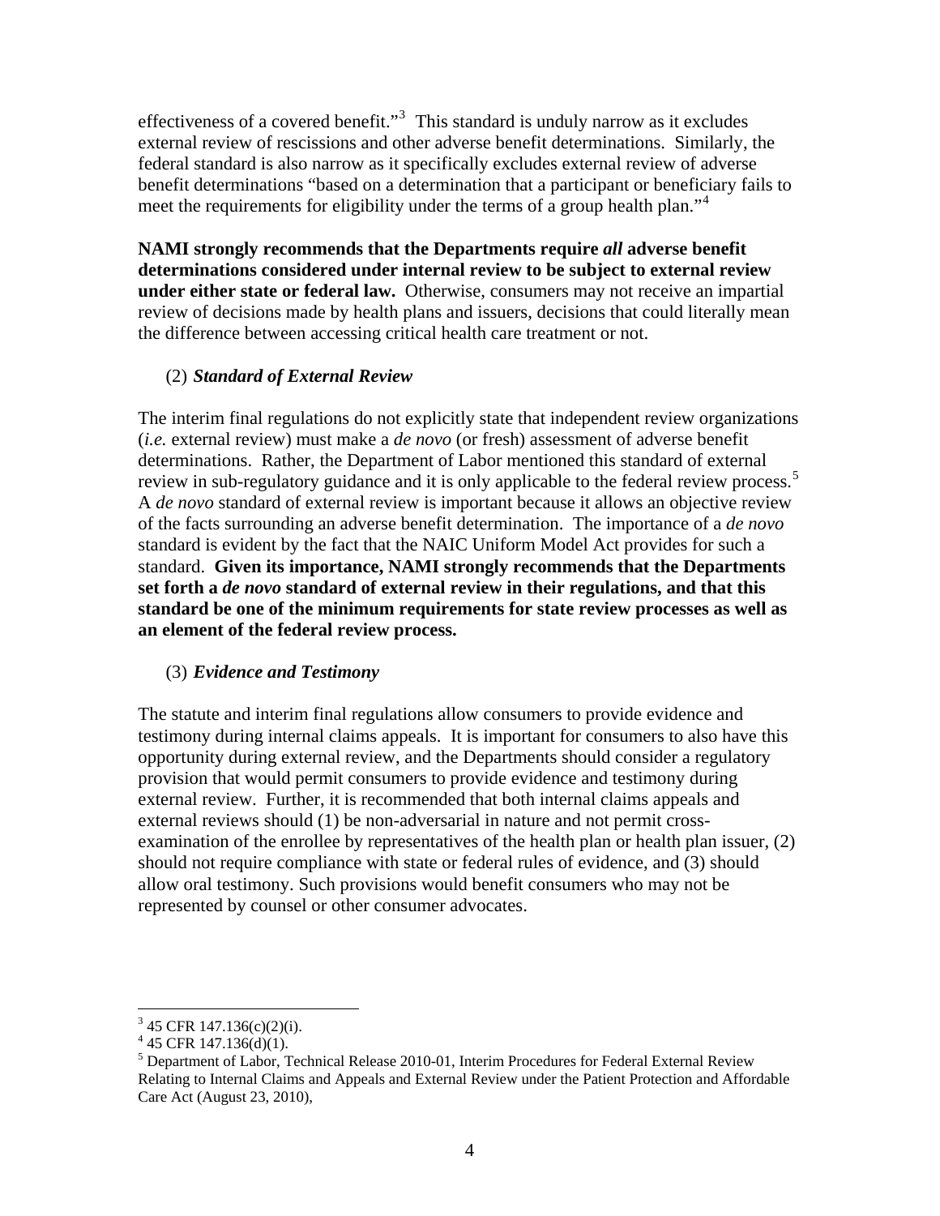effectiveness of a covered benefit."[3] This standard is unduly narrow as it excludes external review of rescissions and other adverse benefit determinations. Similarly, the federal standard is also narrow as it specifically excludes external review of adverse benefit determinations "based on a determination that a participant or beneficiary fails to meet the requirements for eligibility under the terms of a group health plan."[4]

**NAMI strongly recommends that the Departments require *all* adverse benefit determinations considered under internal review to be subject to external review under either state or federal law.** Otherwise, consumers may not receive an impartial review of decisions made by health plans and issuers, decisions that could literally mean the difference between accessing critical health care treatment or not.

### (2) *Standard of External Review*

The interim final regulations do not explicitly state that independent review organizations (*i.e.* external review) must make a *de novo* (or fresh) assessment of adverse benefit determinations. Rather, the Department of Labor mentioned this standard of external review in sub-regulatory guidance and it is only applicable to the federal review process.[5] A *de novo* standard of external review is important because it allows an objective review of the facts surrounding an adverse benefit determination. The importance of a *de novo* standard is evident by the fact that the NAIC Uniform Model Act provides for such a standard. **Given its importance, NAMI strongly recommends that the Departments set forth a *de novo* standard of external review in their regulations, and that this standard be one of the minimum requirements for state review processes as well as an element of the federal review process.**

### (3) *Evidence and Testimony*

The statute and interim final regulations allow consumers to provide evidence and testimony during internal claims appeals. It is important for consumers to also have this opportunity during external review, and the Departments should consider a regulatory provision that would permit consumers to provide evidence and testimony during external review. Further, it is recommended that both internal claims appeals and external reviews should (1) be non-adversarial in nature and not permit cross-examination of the enrollee by representatives of the health plan or health plan issuer, (2) should not require compliance with state or federal rules of evidence, and (3) should allow oral testimony. Such provisions would benefit consumers who may not be represented by counsel or other consumer advocates.

---

[3] 45 CFR 147.136(c)(2)(i).

[4] 45 CFR 147.136(d)(1).

[5] Department of Labor, Technical Release 2010-01, Interim Procedures for Federal External Review Relating to Internal Claims and Appeals and External Review under the Patient Protection and Affordable Care Act (August 23, 2010),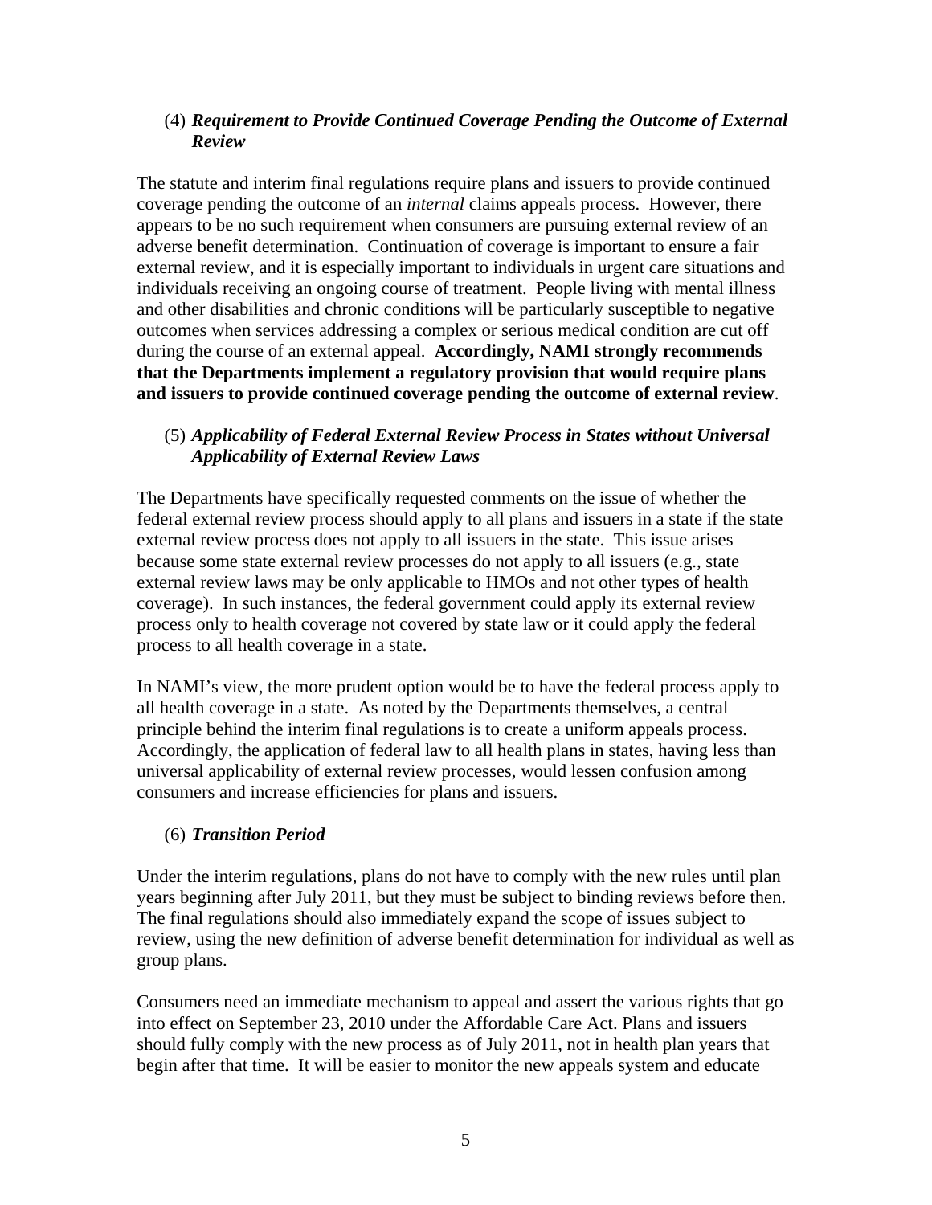### (4) ***Requirement to Provide Continued Coverage Pending the Outcome of External Review***

The statute and interim final regulations require plans and issuers to provide continued coverage pending the outcome of an *internal* claims appeals process. However, there appears to be no such requirement when consumers are pursuing external review of an adverse benefit determination. Continuation of coverage is important to ensure a fair external review, and it is especially important to individuals in urgent care situations and individuals receiving an ongoing course of treatment. People living with mental illness and other disabilities and chronic conditions will be particularly susceptible to negative outcomes when services addressing a complex or serious medical condition are cut off during the course of an external appeal. **Accordingly, NAMI strongly recommends that the Departments implement a regulatory provision that would require plans and issuers to provide continued coverage pending the outcome of external review**.

### (5) ***Applicability of Federal External Review Process in States without Universal Applicability of External Review Laws***

The Departments have specifically requested comments on the issue of whether the federal external review process should apply to all plans and issuers in a state if the state external review process does not apply to all issuers in the state. This issue arises because some state external review processes do not apply to all issuers (e.g., state external review laws may be only applicable to HMOs and not other types of health coverage). In such instances, the federal government could apply its external review process only to health coverage not covered by state law or it could apply the federal process to all health coverage in a state.

In NAMI's view, the more prudent option would be to have the federal process apply to all health coverage in a state. As noted by the Departments themselves, a central principle behind the interim final regulations is to create a uniform appeals process. Accordingly, the application of federal law to all health plans in states, having less than universal applicability of external review processes, would lessen confusion among consumers and increase efficiencies for plans and issuers.

### (6) ***Transition Period***

Under the interim regulations, plans do not have to comply with the new rules until plan years beginning after July 2011, but they must be subject to binding reviews before then. The final regulations should also immediately expand the scope of issues subject to review, using the new definition of adverse benefit determination for individual as well as group plans.

Consumers need an immediate mechanism to appeal and assert the various rights that go into effect on September 23, 2010 under the Affordable Care Act. Plans and issuers should fully comply with the new process as of July 2011, not in health plan years that begin after that time. It will be easier to monitor the new appeals system and educate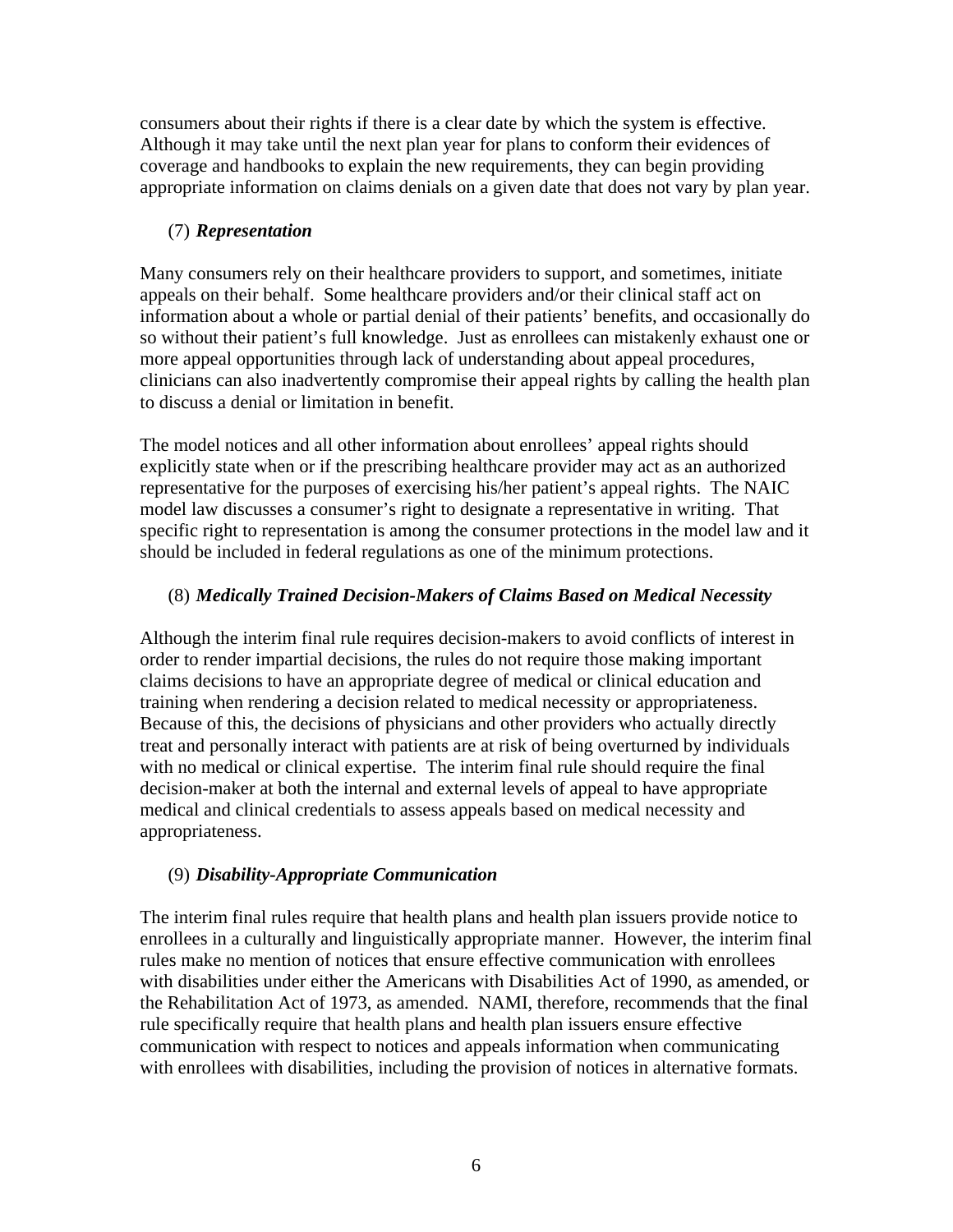consumers about their rights if there is a clear date by which the system is effective. Although it may take until the next plan year for plans to conform their evidences of coverage and handbooks to explain the new requirements, they can begin providing appropriate information on claims denials on a given date that does not vary by plan year.

### (7) ***Representation***

Many consumers rely on their healthcare providers to support, and sometimes, initiate appeals on their behalf. Some healthcare providers and/or their clinical staff act on information about a whole or partial denial of their patients' benefits, and occasionally do so without their patient's full knowledge. Just as enrollees can mistakenly exhaust one or more appeal opportunities through lack of understanding about appeal procedures, clinicians can also inadvertently compromise their appeal rights by calling the health plan to discuss a denial or limitation in benefit.

The model notices and all other information about enrollees' appeal rights should explicitly state when or if the prescribing healthcare provider may act as an authorized representative for the purposes of exercising his/her patient's appeal rights. The NAIC model law discusses a consumer's right to designate a representative in writing. That specific right to representation is among the consumer protections in the model law and it should be included in federal regulations as one of the minimum protections.

### (8) ***Medically Trained Decision-Makers of Claims Based on Medical Necessity***

Although the interim final rule requires decision-makers to avoid conflicts of interest in order to render impartial decisions, the rules do not require those making important claims decisions to have an appropriate degree of medical or clinical education and training when rendering a decision related to medical necessity or appropriateness. Because of this, the decisions of physicians and other providers who actually directly treat and personally interact with patients are at risk of being overturned by individuals with no medical or clinical expertise. The interim final rule should require the final decision-maker at both the internal and external levels of appeal to have appropriate medical and clinical credentials to assess appeals based on medical necessity and appropriateness.

### (9) ***Disability-Appropriate Communication***

The interim final rules require that health plans and health plan issuers provide notice to enrollees in a culturally and linguistically appropriate manner. However, the interim final rules make no mention of notices that ensure effective communication with enrollees with disabilities under either the Americans with Disabilities Act of 1990, as amended, or the Rehabilitation Act of 1973, as amended. NAMI, therefore, recommends that the final rule specifically require that health plans and health plan issuers ensure effective communication with respect to notices and appeals information when communicating with enrollees with disabilities, including the provision of notices in alternative formats.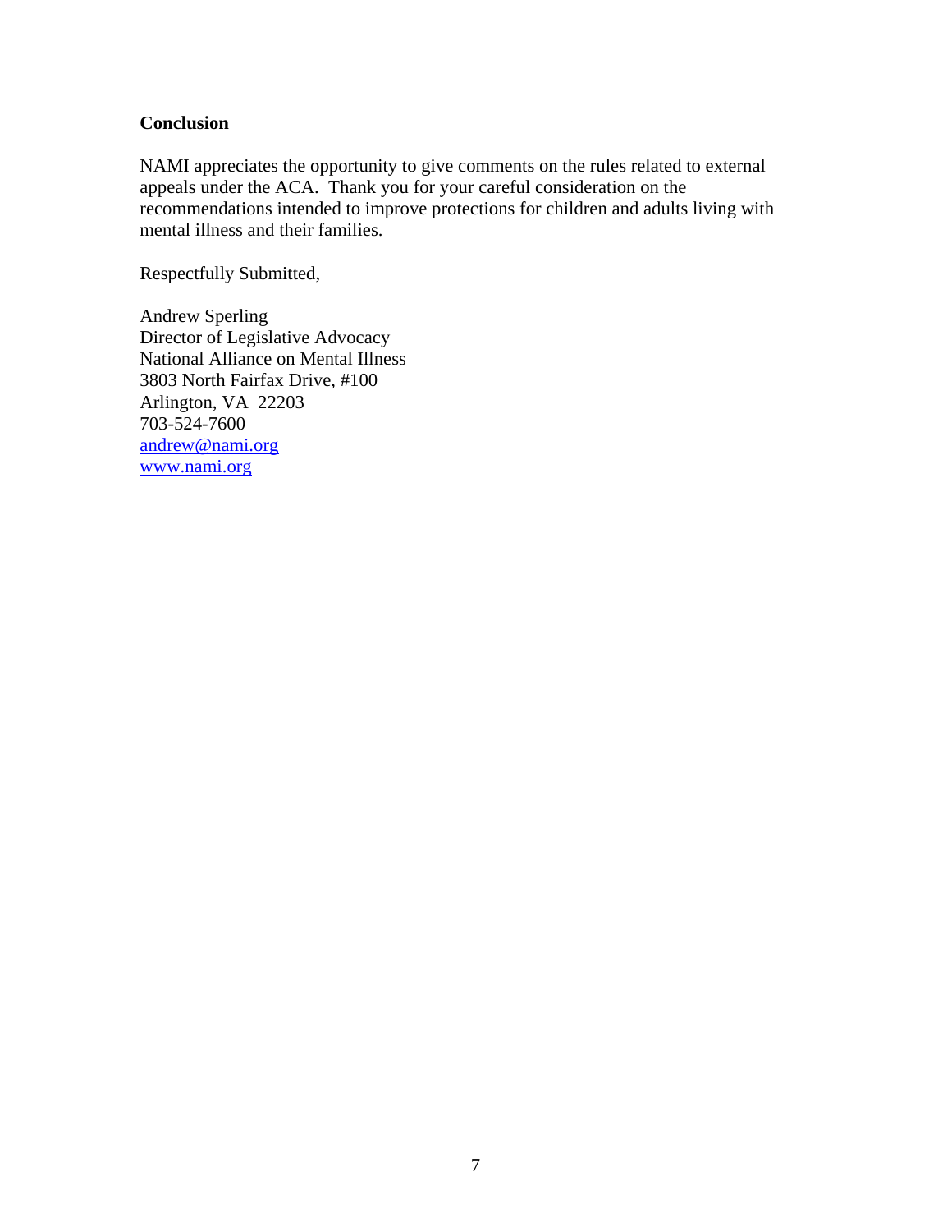**Conclusion**

NAMI appreciates the opportunity to give comments on the rules related to external appeals under the ACA. Thank you for your careful consideration on the recommendations intended to improve protections for children and adults living with mental illness and their families.

Respectfully Submitted,

Andrew Sperling
Director of Legislative Advocacy
National Alliance on Mental Illness
3803 North Fairfax Drive, #100
Arlington, VA 22203
703-524-7600
andrew@nami.org
www.nami.org